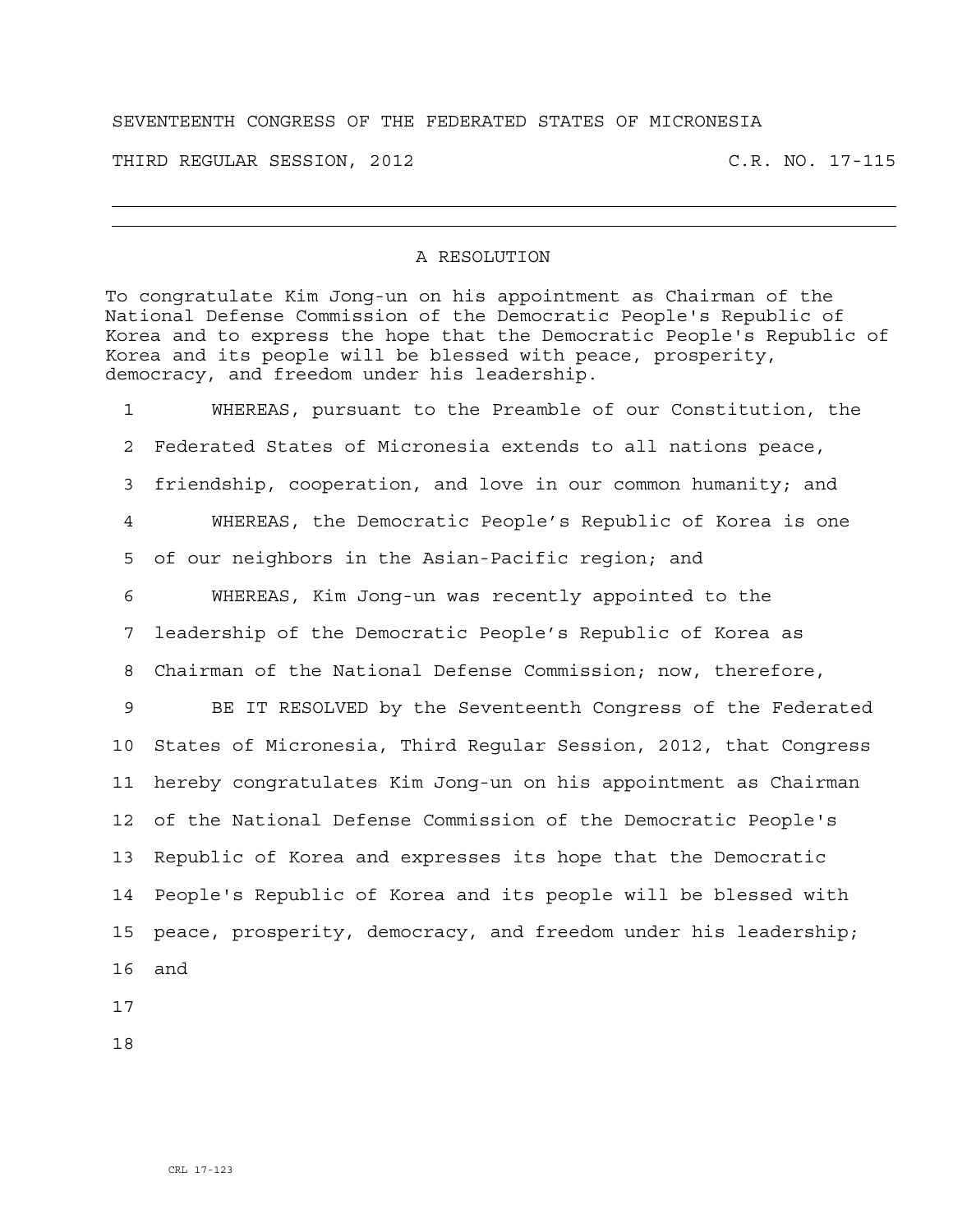SEVENTEENTH CONGRESS OF THE FEDERATED STATES OF MICRONESIA

THIRD REGULAR SESSION, 2012 C.R. NO. 17-115

---

## A RESOLUTION

To congratulate Kim Jong-un on his appointment as Chairman of the National Defense Commission of the Democratic People's Republic of Korea and to express the hope that the Democratic People's Republic of Korea and its people will be blessed with peace, prosperity, democracy, and freedom under his leadership.

1 WHEREAS, pursuant to the Preamble of our Constitution, the
2 Federated States of Micronesia extends to all nations peace,
3 friendship, cooperation, and love in our common humanity; and
4 WHEREAS, the Democratic People's Republic of Korea is one
5 of our neighbors in the Asian-Pacific region; and
6 WHEREAS, Kim Jong-un was recently appointed to the
7 leadership of the Democratic People's Republic of Korea as
8 Chairman of the National Defense Commission; now, therefore,
9 BE IT RESOLVED by the Seventeenth Congress of the Federated
10 States of Micronesia, Third Regular Session, 2012, that Congress
11 hereby congratulates Kim Jong-un on his appointment as Chairman
12 of the National Defense Commission of the Democratic People's
13 Republic of Korea and expresses its hope that the Democratic
14 People's Republic of Korea and its people will be blessed with
15 peace, prosperity, democracy, and freedom under his leadership;
16 and
17
18

CRL 17-123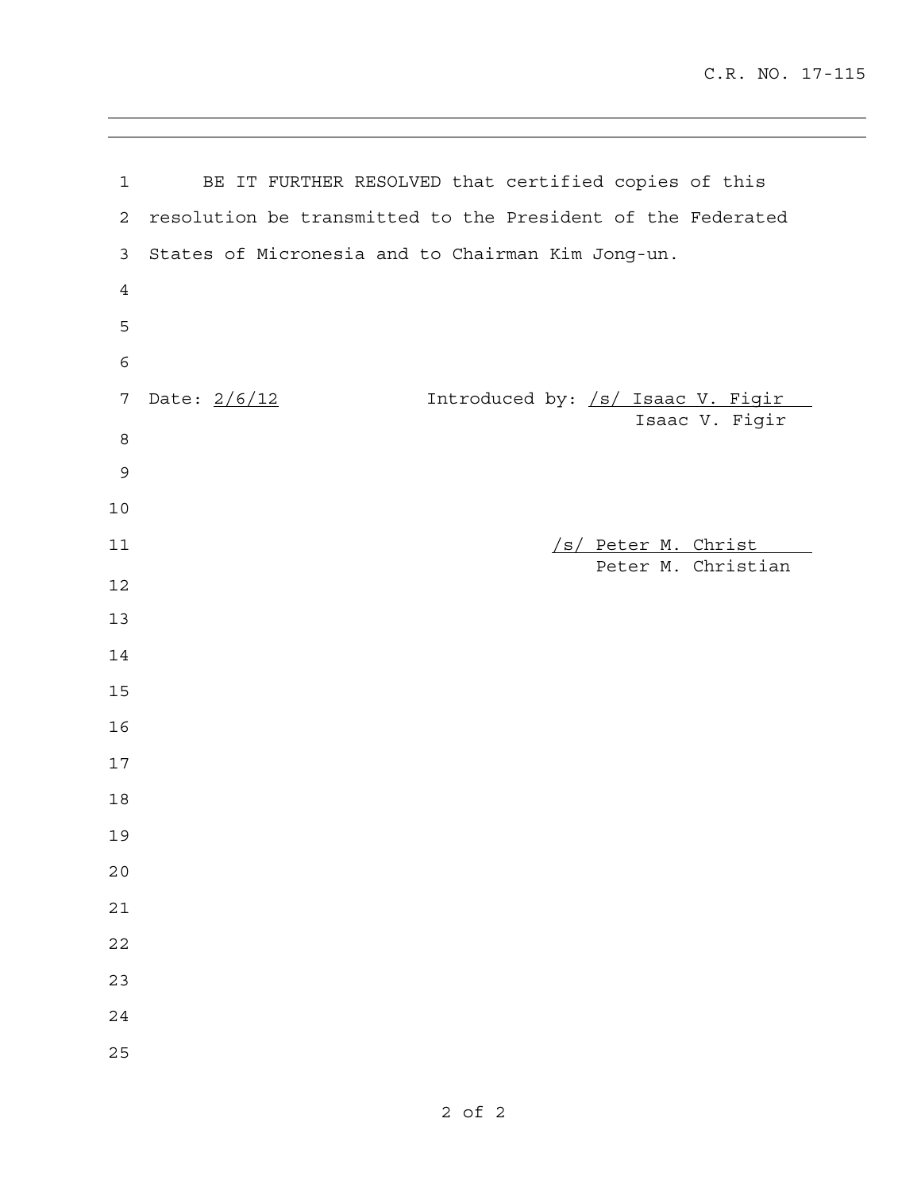BE IT FURTHER RESOLVED that certified copies of this resolution be transmitted to the President of the Federated States of Micronesia and to Chairman Kim Jong-un.

Date: 2/6/12

Introduced by: /s/ Isaac V. Figir
Isaac V. Figir

/s/ Peter M. Christ
Peter M. Christian